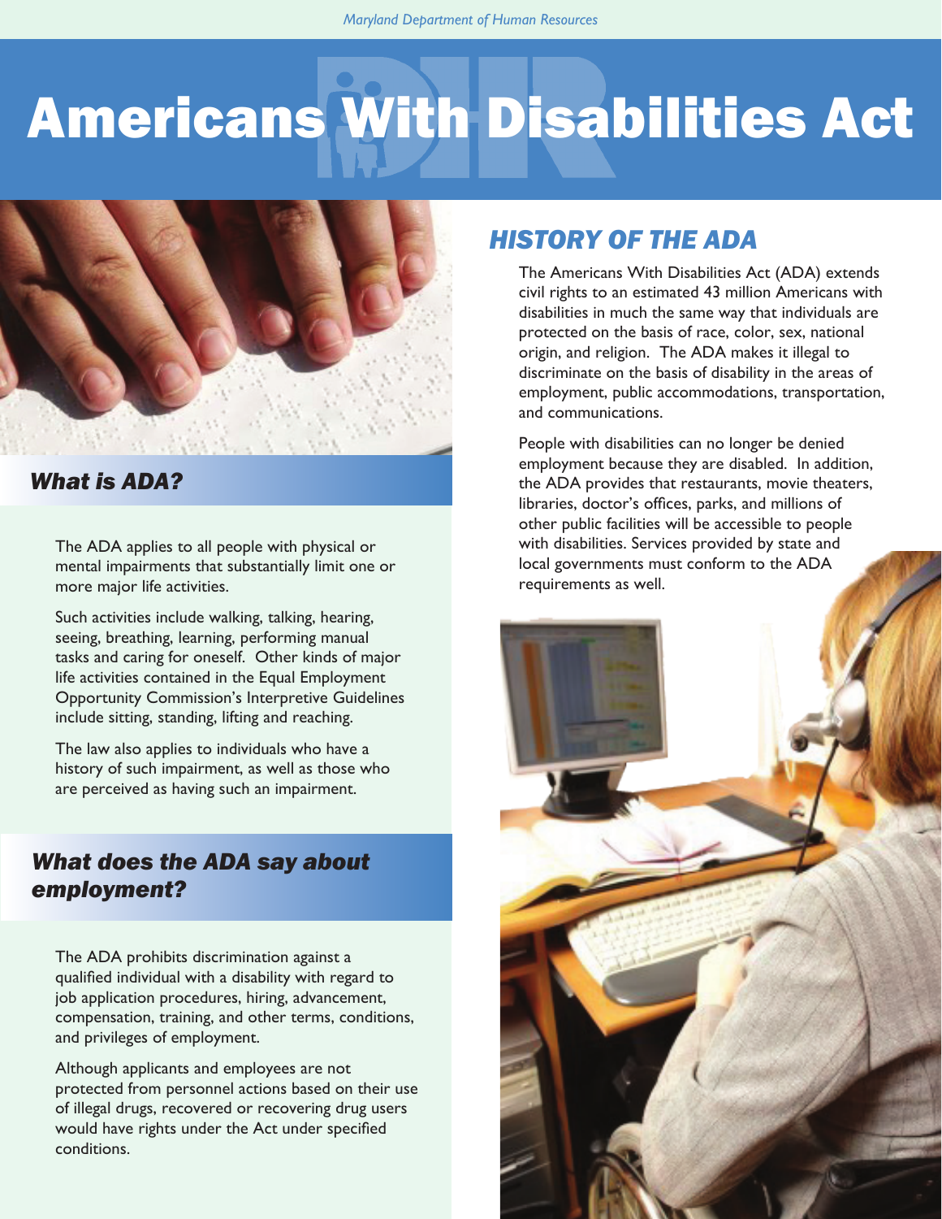Maryland Department of Human Resources

# Americans With Disabilities Act

## HISTORY OF THE ADA

The Americans With Disabilities Act (ADA) extends civil rights to an estimated 43 million Americans with disabilities in much the same way that individuals are protected on the basis of race, color, sex, national origin, and religion. The ADA makes it illegal to discriminate on the basis of disability in the areas of employment, public accommodations, transportation, and communications.

People with disabilities can no longer be denied employment because they are disabled. In addition, the ADA provides that restaurants, movie theaters, libraries, doctor's offices, parks, and millions of other public facilities will be accessible to people with disabilities. Services provided by state and local governments must conform to the ADA requirements as well.

## *What is ADA?*

The ADA applies to all people with physical or mental impairments that substantially limit one or more major life activities.

Such activities include walking, talking, hearing, seeing, breathing, learning, performing manual tasks and caring for oneself. Other kinds of major life activities contained in the Equal Employment Opportunity Commission's Interpretive Guidelines include sitting, standing, lifting and reaching.

The law also applies to individuals who have a history of such impairment, as well as those who are perceived as having such an impairment.

## *What does the ADA say about employment?*

The ADA prohibits discrimination against a qualified individual with a disability with regard to job application procedures, hiring, advancement, compensation, training, and other terms, conditions, and privileges of employment.

Although applicants and employees are not protected from personnel actions based on their use of illegal drugs, recovered or recovering drug users would have rights under the Act under specified conditions.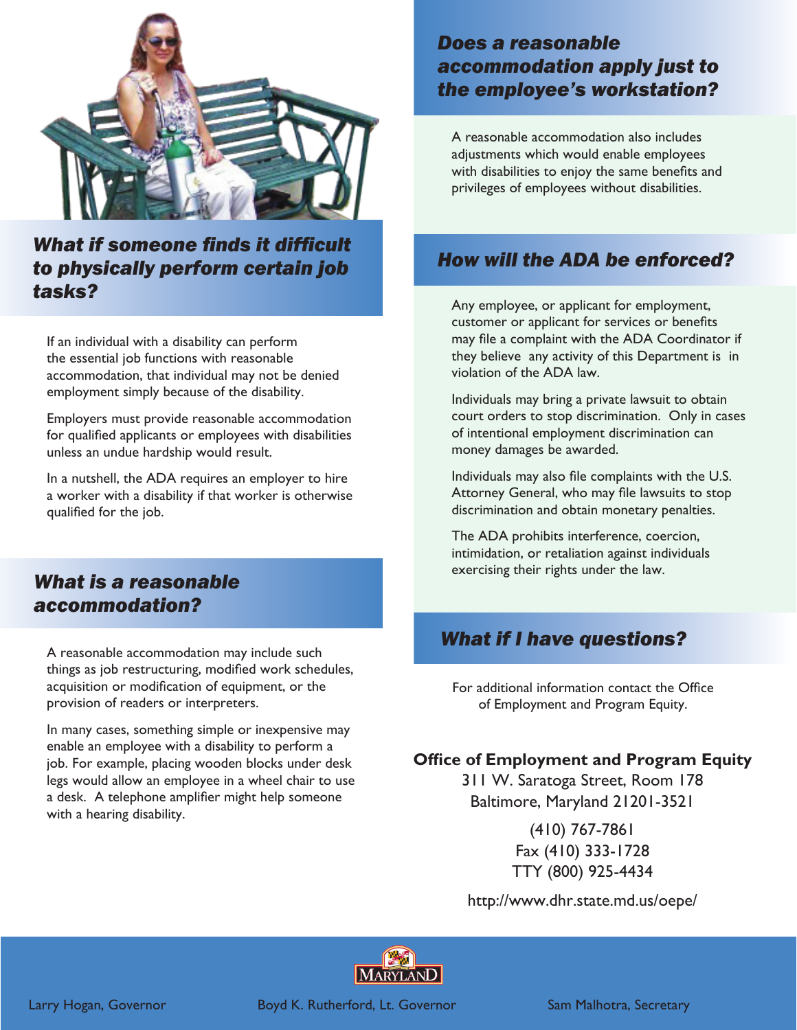## What if someone finds it difficult to physically perform certain job tasks?

If an individual with a disability can perform the essential job functions with reasonable accommodation, that individual may not be denied employment simply because of the disability.

Employers must provide reasonable accommodation for qualified applicants or employees with disabilities unless an undue hardship would result.

In a nutshell, the ADA requires an employer to hire a worker with a disability if that worker is otherwise qualified for the job.

## What is a reasonable accommodation?

A reasonable accommodation may include such things as job restructuring, modified work schedules, acquisition or modification of equipment, or the provision of readers or interpreters.

In many cases, something simple or inexpensive may enable an employee with a disability to perform a job. For example, placing wooden blocks under desk legs would allow an employee in a wheel chair to use a desk. A telephone amplifier might help someone with a hearing disability.

## Does a reasonable accommodation apply just to the employee's workstation?

A reasonable accommodation also includes adjustments which would enable employees with disabilities to enjoy the same benefits and privileges of employees without disabilities.

## How will the ADA be enforced?

Any employee, or applicant for employment, customer or applicant for services or benefits may file a complaint with the ADA Coordinator if they believe any activity of this Department is in violation of the ADA law.

Individuals may bring a private lawsuit to obtain court orders to stop discrimination. Only in cases of intentional employment discrimination can money damages be awarded.

Individuals may also file complaints with the U.S. Attorney General, who may file lawsuits to stop discrimination and obtain monetary penalties.

The ADA prohibits interference, coercion, intimidation, or retaliation against individuals exercising their rights under the law.

## What if I have questions?

For additional information contact the Office of Employment and Program Equity.

**Office of Employment and Program Equity**
311 W. Saratoga Street, Room 178
Baltimore, Maryland 21201-3521

(410) 767-7861
Fax (410) 333-1728
TTY (800) 925-4434

http://www.dhr.state.md.us/oepe/

MARYLAND

Larry Hogan, Governor | Boyd K. Rutherford, Lt. Governor | Sam Malhotra, Secretary